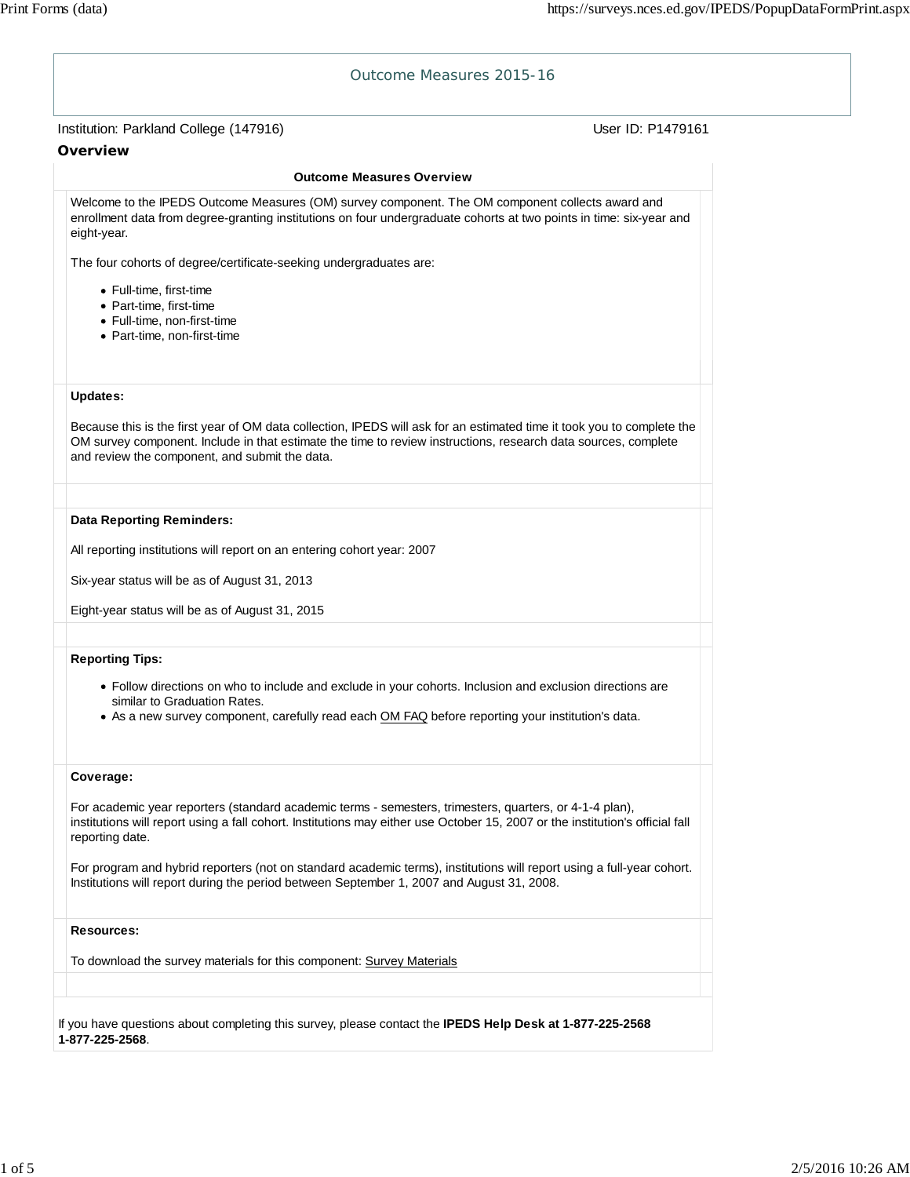# Outcome Measures 2015-16

Institution: Parkland College (147916) User ID: P1479161

## Overview

### Outcome Measures Overview

Welcome to the IPEDS Outcome Measures (OM) survey component. The OM component collects award and enrollment data from degree-granting institutions on four undergraduate cohorts at two points in time: six-year and eight-year.

The four cohorts of degree/certificate-seeking undergraduates are:

- Full-time, first-time
- Part-time, first-time
- Full-time, non-first-time
- Part-time, non-first-time

**Updates:**

Because this is the first year of OM data collection, IPEDS will ask for an estimated time it took you to complete the OM survey component. Include in that estimate the time to review instructions, research data sources, complete and review the component, and submit the data.

**Data Reporting Reminders:**

All reporting institutions will report on an entering cohort year: 2007

Six-year status will be as of August 31, 2013

Eight-year status will be as of August 31, 2015

**Reporting Tips:**

- Follow directions on who to include and exclude in your cohorts. Inclusion and exclusion directions are similar to Graduation Rates.
- As a new survey component, carefully read each OM FAQ before reporting your institution's data.

**Coverage:**

For academic year reporters (standard academic terms - semesters, trimesters, quarters, or 4-1-4 plan), institutions will report using a fall cohort. Institutions may either use October 15, 2007 or the institution's official fall reporting date.

For program and hybrid reporters (not on standard academic terms), institutions will report using a full-year cohort. Institutions will report during the period between September 1, 2007 and August 31, 2008.

**Resources:**

To download the survey materials for this component: Survey Materials

If you have questions about completing this survey, please contact the **IPEDS Help Desk at 1-877-225-2568 1-877-225-2568**.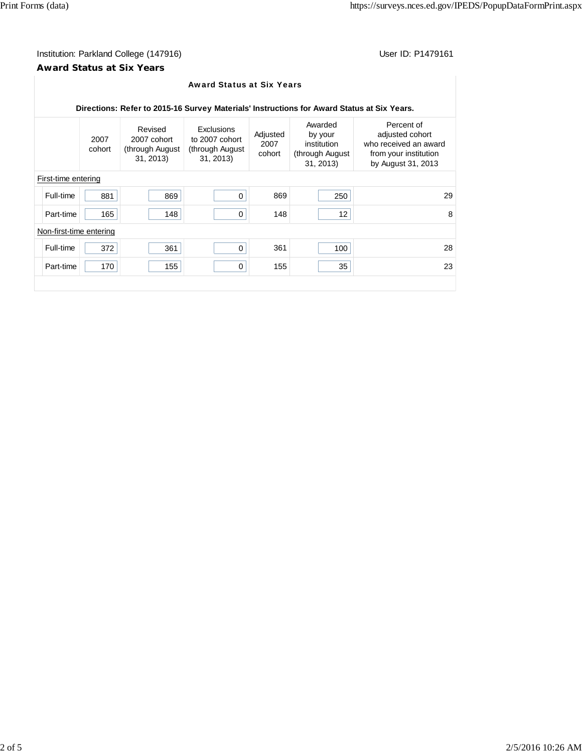Institution: Parkland College (147916) User ID: P1479161

## Award Status at Six Years

### Award Status at Six Years

**Directions: Refer to 2015-16 Survey Materials' Instructions for Award Status at Six Years.**

| | 2007 cohort | Revised 2007 cohort (through August 31, 2013) | Exclusions to 2007 cohort (through August 31, 2013) | Adjusted 2007 cohort | Awarded by your institution (through August 31, 2013) | Percent of adjusted cohort who received an award from your institution by August 31, 2013 |
|---|---|---|---|---|---|---|
| First-time entering | | | | | | |
| Full-time | 881 | 869 | 0 | 869 | 250 | 29 |
| Part-time | 165 | 148 | 0 | 148 | 12 | 8 |
| Non-first-time entering | | | | | | |
| Full-time | 372 | 361 | 0 | 361 | 100 | 28 |
| Part-time | 170 | 155 | 0 | 155 | 35 | 23 |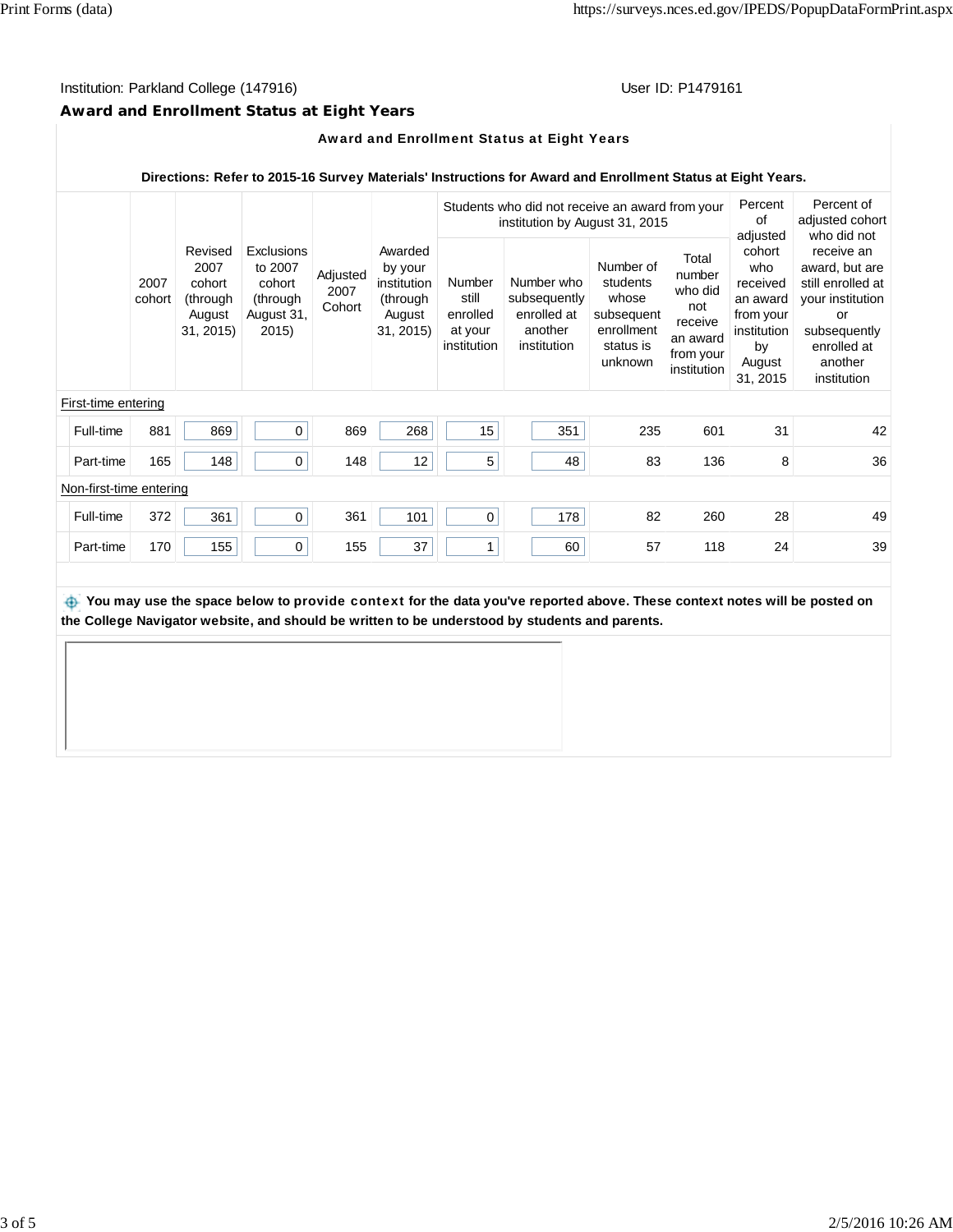Institution: Parkland College (147916)

User ID: P1479161

### Award and Enrollment Status at Eight Years

**Award and Enrollment Status at Eight Years**

**Directions: Refer to 2015-16 Survey Materials' Instructions for Award and Enrollment Status at Eight Years.**

| | 2007 cohort | Revised 2007 cohort (through August 31, 2015) | Exclusions to 2007 cohort (through August 31, 2015) | Adjusted 2007 Cohort | Awarded by your institution (through August 31, 2015) | Students who did not receive an award from your institution by August 31, 2015 | | | | Percent of adjusted cohort who received an award from your institution by August 31, 2015 | Percent of adjusted cohort who did not receive an award, but are still enrolled at your institution or subsequently enrolled at another institution |
|---|---|---|---|---|---|---|---|---|---|---|---|
| | | | | | | Number still enrolled at your institution | Number who subsequently enrolled at another institution | Number of students whose subsequent enrollment status is unknown | Total number who did not receive an award from your institution | | |
| First-time entering | | | | | | | | | | | |
| Full-time | 881 | 869 | 0 | 869 | 268 | 15 | 351 | 235 | 601 | 31 | 42 |
| Part-time | 165 | 148 | 0 | 148 | 12 | 5 | 48 | 83 | 136 | 8 | 36 |
| Non-first-time entering | | | | | | | | | | | |
| Full-time | 372 | 361 | 0 | 361 | 101 | 0 | 178 | 82 | 260 | 28 | 49 |
| Part-time | 170 | 155 | 0 | 155 | 37 | 1 | 60 | 57 | 118 | 24 | 39 |

**You may use the space below to provide context for the data you've reported above. These context notes will be posted on the College Navigator website, and should be written to be understood by students and parents.**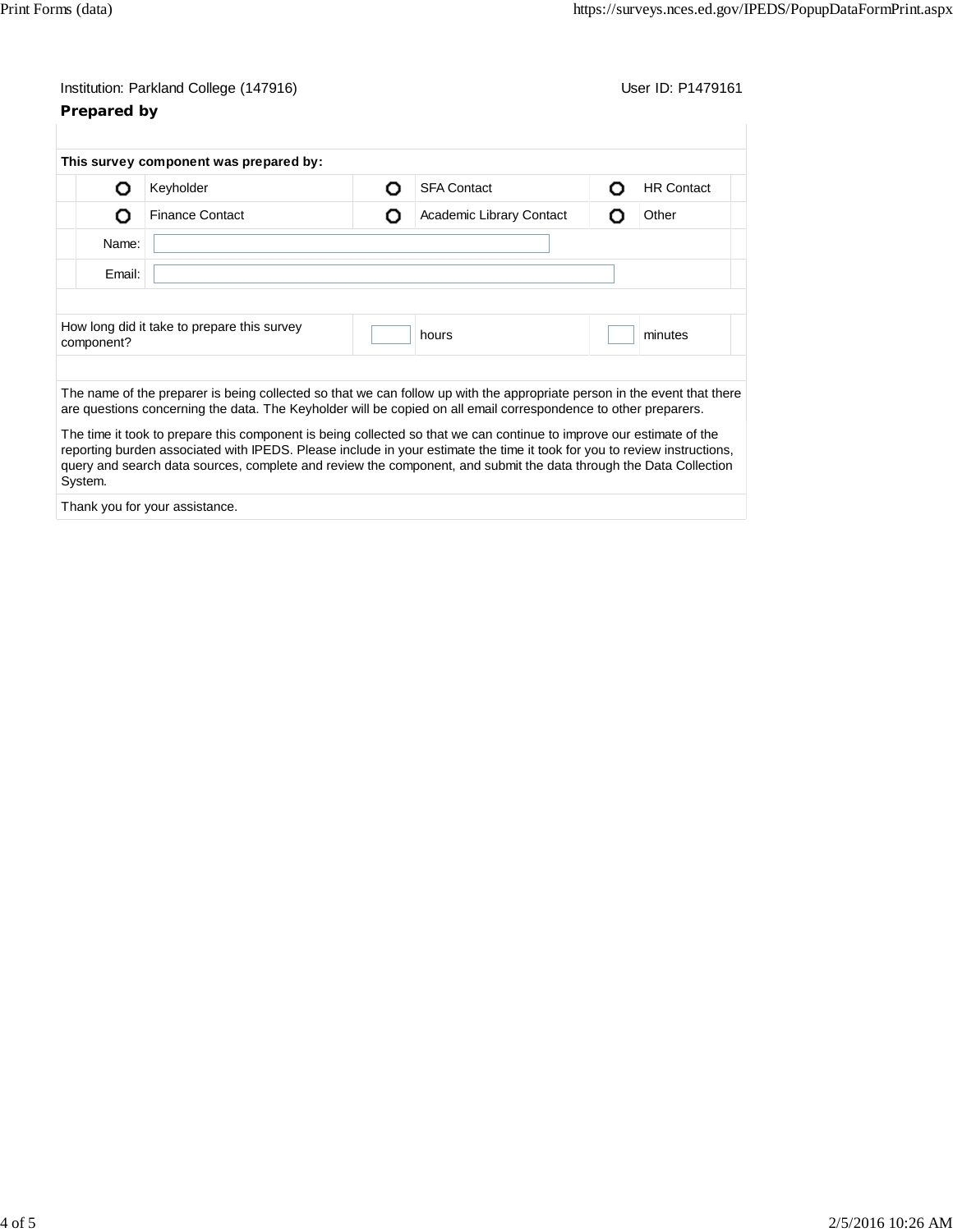Institution: Parkland College (147916)

User ID: P1479161

### Prepared by

**This survey component was prepared by:**

| | | | | | |
|---|---|---|---|---|---|
| ○ | Keyholder | ○ | SFA Contact | ○ | HR Contact |
| ○ | Finance Contact | ○ | Academic Library Contact | ○ | Other |

Name:

Email:

| How long did it take to prepare this survey component? | | hours | | minutes |
|---|---|---|---|---|

The name of the preparer is being collected so that we can follow up with the appropriate person in the event that there are questions concerning the data. The Keyholder will be copied on all email correspondence to other preparers.

The time it took to prepare this component is being collected so that we can continue to improve our estimate of the reporting burden associated with IPEDS. Please include in your estimate the time it took for you to review instructions, query and search data sources, complete and review the component, and submit the data through the Data Collection System.

Thank you for your assistance.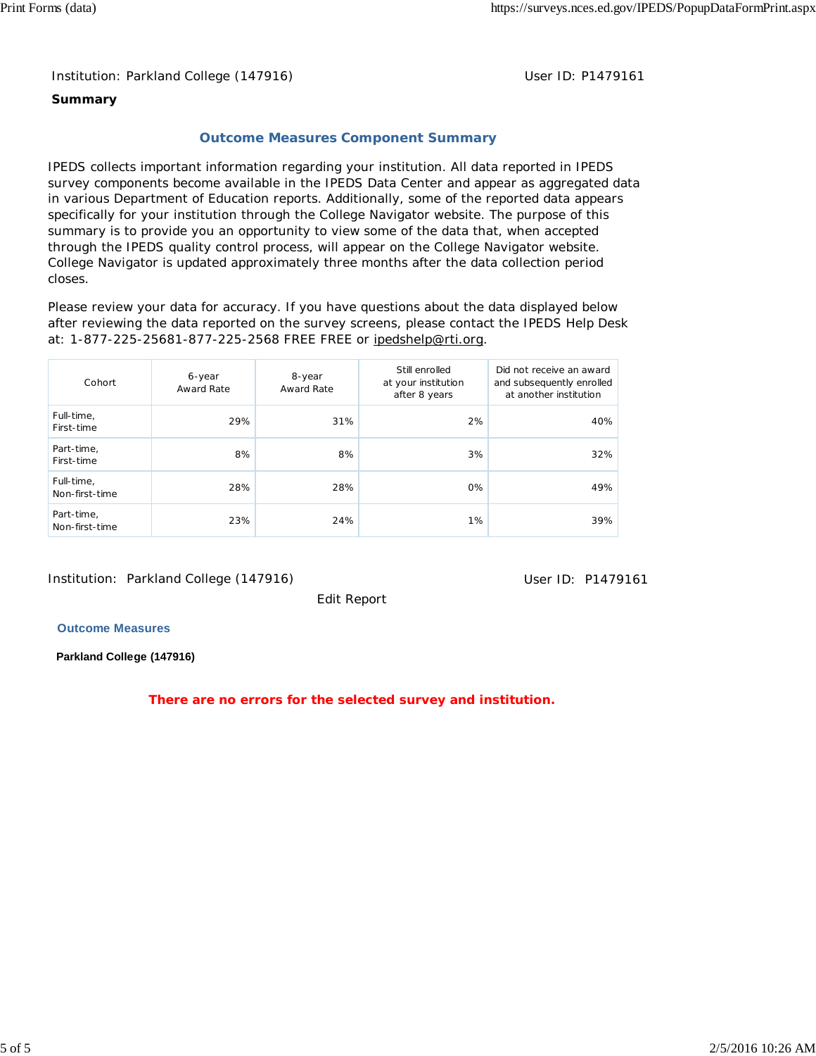Institution: Parkland College (147916) User ID: P1479161

**Summary**

## Outcome Measures Component Summary

IPEDS collects important information regarding your institution. All data reported in IPEDS survey components become available in the IPEDS Data Center and appear as aggregated data in various Department of Education reports. Additionally, some of the reported data appears specifically for your institution through the College Navigator website. The purpose of this summary is to provide you an opportunity to view some of the data that, when accepted through the IPEDS quality control process, will appear on the College Navigator website. College Navigator is updated approximately three months after the data collection period closes.

Please review your data for accuracy. If you have questions about the data displayed below after reviewing the data reported on the survey screens, please contact the IPEDS Help Desk at: 1-877-225-25681-877-225-2568 FREE FREE or ipedshelp@rti.org.

| Cohort | 6-year Award Rate | 8-year Award Rate | Still enrolled at your institution after 8 years | Did not receive an award and subsequently enrolled at another institution |
|---|---|---|---|---|
| Full-time, First-time | 29% | 31% | 2% | 40% |
| Part-time, First-time | 8% | 8% | 3% | 32% |
| Full-time, Non-first-time | 28% | 28% | 0% | 49% |
| Part-time, Non-first-time | 23% | 24% | 1% | 39% |

Institution: Parkland College (147916) User ID: P1479161

Edit Report

### Outcome Measures

**Parkland College (147916)**

**There are no errors for the selected survey and institution.**